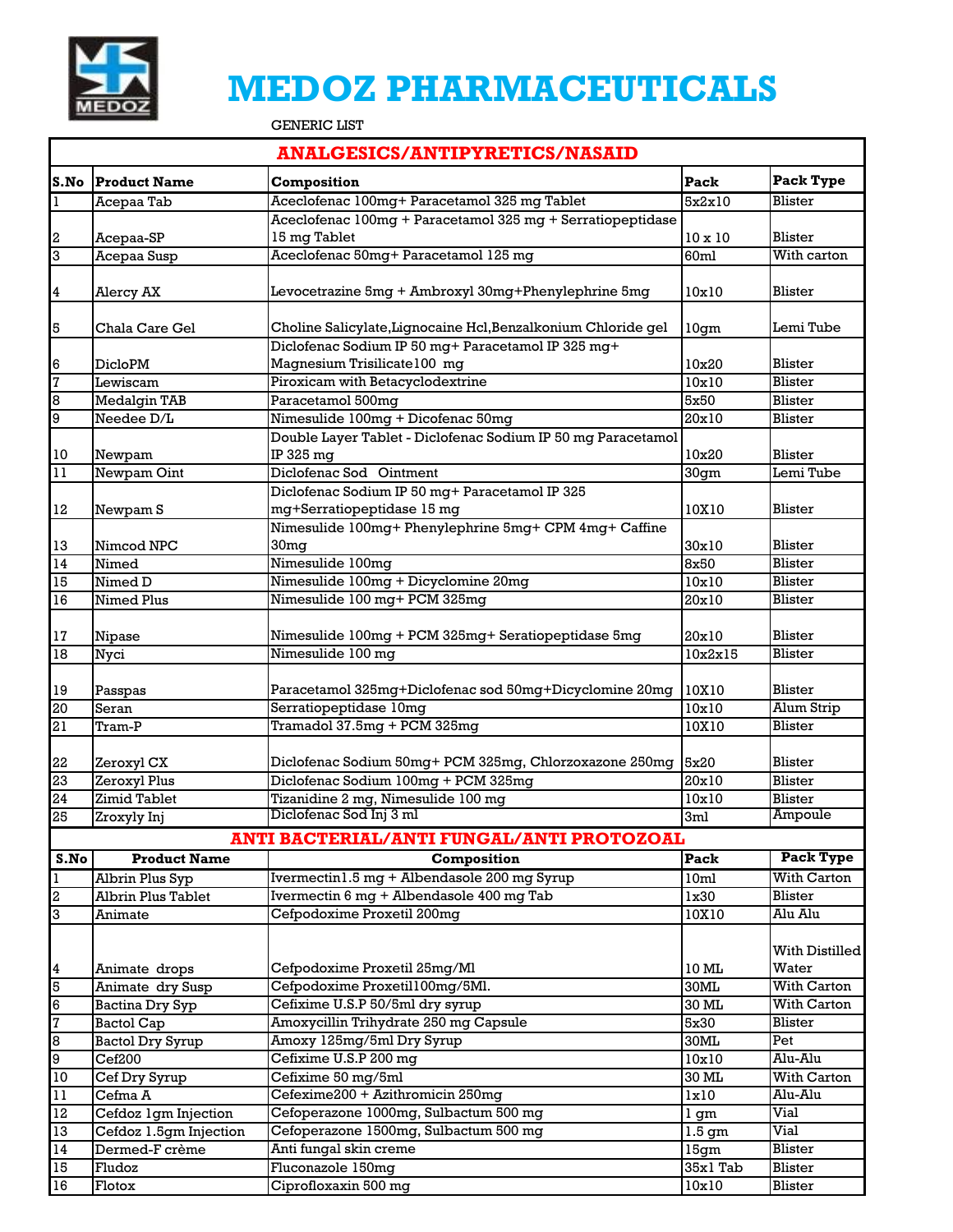# MEDOZ PHARMACEUTICALS

GENERIC LIST

## ANALGESICS/ANTIPYRETICS/NASAID

| S.No | Product Name | Composition | Pack | Pack Type |
|---|---|---|---|---|
| 1 | Acepaa Tab | Aceclofenac 100mg+ Paracetamol 325 mg Tablet | 5x2x10 | Blister |
| 2 | Acepaa-SP | Aceclofenac 100mg + Paracetamol 325 mg + Serratiopeptidase 15 mg Tablet | 10 x 10 | Blister |
| 3 | Acepaa Susp | Aceclofenac 50mg+ Paracetamol 125 mg | 60ml | With carton |
| 4 | Alercy AX | Levocetrazine 5mg + Ambroxyl 30mg+Phenylephrine 5mg | 10x10 | Blister |
| 5 | Chala Care Gel | Choline Salicylate,Lignocaine Hcl,Benzalkonium Chloride gel | 10gm | Lemi Tube |
| 6 | DicloPM | Diclofenac Sodium IP 50 mg+ Paracetamol IP 325 mg+ Magnesium Trisilicate100 mg | 10x20 | Blister |
| 7 | Lewiscam | Piroxicam with Betacyclodextrine | 10x10 | Blister |
| 8 | Medalgin TAB | Paracetamol 500mg | 5x50 | Blister |
| 9 | Needee D/L | Nimesulide 100mg + Dicofenac 50mg | 20x10 | Blister |
| 10 | Newpam | Double Layer Tablet - Diclofenac Sodium IP 50 mg Paracetamol IP 325 mg | 10x20 | Blister |
| 11 | Newpam Oint | Diclofenac Sod Ointment | 30gm | Lemi Tube |
| 12 | Newpam S | Diclofenac Sodium IP 50 mg+ Paracetamol IP 325 mg+Serratiopeptidase 15 mg | 10X10 | Blister |
| 13 | Nimcod NPC | Nimesulide 100mg+ Phenylephrine 5mg+ CPM 4mg+ Caffine 30mg | 30x10 | Blister |
| 14 | Nimed | Nimesulide 100mg | 8x50 | Blister |
| 15 | Nimed D | Nimesulide 100mg + Dicyclomine 20mg | 10x10 | Blister |
| 16 | Nimed Plus | Nimesulide 100 mg+ PCM 325mg | 20x10 | Blister |
| 17 | Nipase | Nimesulide 100mg + PCM 325mg+ Seratiopeptidase 5mg | 20x10 | Blister |
| 18 | Nyci | Nimesulide 100 mg | 10x2x15 | Blister |
| 19 | Passpas | Paracetamol 325mg+Diclofenac sod 50mg+Dicyclomine 20mg | 10X10 | Blister |
| 20 | Seran | Serratiopeptidase 10mg | 10x10 | Alum Strip |
| 21 | Tram-P | Tramadol 37.5mg + PCM 325mg | 10X10 | Blister |
| 22 | Zeroxyl CX | Diclofenac Sodium 50mg+ PCM 325mg, Chlorzoxazone 250mg | 5x20 | Blister |
| 23 | Zeroxyl Plus | Diclofenac Sodium 100mg + PCM 325mg | 20x10 | Blister |
| 24 | Zimid Tablet | Tizanidine 2 mg, Nimesulide 100 mg | 10x10 | Blister |
| 25 | Zroxyly Inj | Diclofenac Sod Inj 3 ml | 3ml | Ampoule |

## ANTI BACTERIAL/ANTI FUNGAL/ANTI PROTOZOAL

| S.No | Product Name | Composition | Pack | Pack Type |
|---|---|---|---|---|
| 1 | Albrin Plus Syp | Ivermectin1.5 mg + Albendasole 200 mg Syrup | 10ml | With Carton |
| 2 | Albrin Plus Tablet | Ivermectin 6 mg + Albendasole 400 mg Tab | 1x30 | Blister |
| 3 | Animate | Cefpodoxime Proxetil 200mg | 10X10 | Alu Alu |
| 4 | Animate drops | Cefpodoxime Proxetil 25mg/Ml | 10 ML | With Distilled Water |
| 5 | Animate dry Susp | Cefpodoxime Proxetil100mg/5Ml. | 30ML | With Carton |
| 6 | Bactina Dry Syp | Cefixime U.S.P 50/5ml dry syrup | 30 ML | With Carton |
| 7 | Bactol Cap | Amoxycillin Trihydrate 250 mg Capsule | 5x30 | Blister |
| 8 | Bactol Dry Syrup | Amoxy 125mg/5ml Dry Syrup | 30ML | Pet |
| 9 | Cef200 | Cefixime U.S.P 200 mg | 10x10 | Alu-Alu |
| 10 | Cef Dry Syrup | Cefixime 50 mg/5ml | 30 ML | With Carton |
| 11 | Cefma A | Cefexime200 + Azithromicin 250mg | 1x10 | Alu-Alu |
| 12 | Cefdoz 1gm Injection | Cefoperazone 1000mg, Sulbactum 500 mg | 1 gm | Vial |
| 13 | Cefdoz 1.5gm Injection | Cefoperazone 1500mg, Sulbactum 500 mg | 1.5 gm | Vial |
| 14 | Dermed-F crème | Anti fungal skin creme | 15gm | Blister |
| 15 | Fludoz | Fluconazole 150mg | 35x1 Tab | Blister |
| 16 | Flotox | Ciprofloxaxin 500 mg | 10x10 | Blister |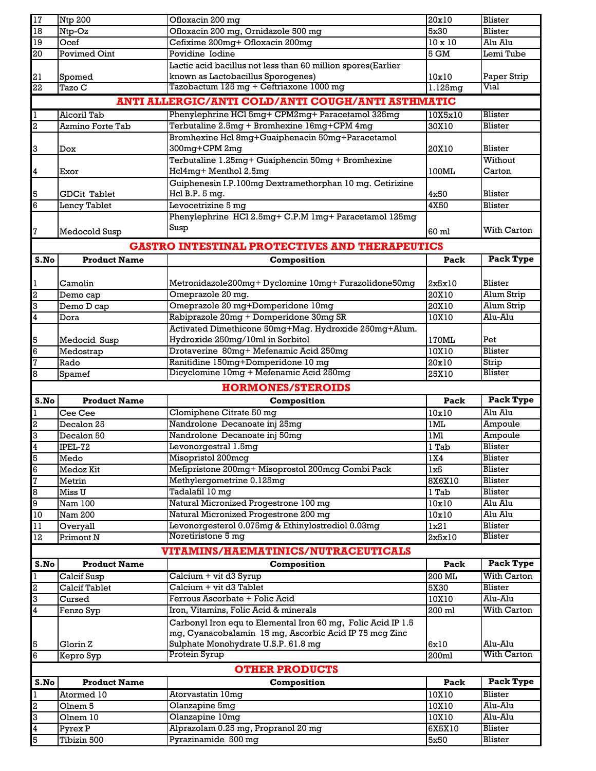| S.No | Product Name | Composition | Pack | Pack Type |
|---|---|---|---|---|
| 17 | Ntp 200 | Ofloxacin 200 mg | 20x10 | Blister |
| 18 | Ntp-Oz | Ofloxacin 200 mg, Ornidazole 500 mg | 5x30 | Blister |
| 19 | Ocef | Cefixime 200mg+ Ofloxacin 200mg | 10 x 10 | Alu Alu |
| 20 | Povimed Oint | Povidine Iodine | 5 GM | Lemi Tube |
| 21 | Spomed | Lactic acid bacillus not less than 60 million spores(Earlier known as Lactobacillus Sporogenes) | 10x10 | Paper Strip |
| 22 | Tazo C | Tazobactum 125 mg + Ceftriaxone 1000 mg | 1.125mg | Vial |

## ANTI ALLERGIC/ANTI COLD/ANTI COUGH/ANTI ASTHMATIC

| S.No | Product Name | Composition | Pack | Pack Type |
|---|---|---|---|---|
| 1 | Alcoril Tab | Phenylephrine HCl 5mg+ CPM2mg+ Paracetamol 325mg | 10X5x10 | Blister |
| 2 | Azmino Forte Tab | Terbutaline 2.5mg + Bromhexine 16mg+CPM 4mg | 30X10 | Blister |
| 3 | Dox | Bromhexine Hcl 8mg+Guaiphenacin 50mg+Paracetamol 300mg+CPM 2mg | 20X10 | Blister |
| 4 | Exor | Terbutaline 1.25mg+ Guaiphencin 50mg + Bromhexine Hcl4mg+ Menthol 2.5mg | 100ML | Without Carton |
| 5 | GDCit Tablet | Guiphenesin I.P.100mg Dextramethorphan 10 mg. Cetirizine Hcl B.P. 5 mg. | 4x50 | Blister |
| 6 | Lency Tablet | Levocetrizine 5 mg | 4X50 | Blister |
| 7 | Medocold Susp | Phenylephrine HCl 2.5mg+ C.P.M 1mg+ Paracetamol 125mg Susp | 60 ml | With Carton |

## GASTRO INTESTINAL PROTECTIVES AND THERAPEUTICS

| S.No | Product Name | Composition | Pack | Pack Type |
|---|---|---|---|---|
| 1 | Camolin | Metronidazole200mg+ Dyclomine 10mg+ Furazolidone50mg | 2x5x10 | Blister |
| 2 | Demo cap | Omeprazole 20 mg. | 20X10 | Alum Strip |
| 3 | Demo D cap | Omeprazole 20 mg+Domperidone 10mg | 20X10 | Alum Strip |
| 4 | Dora | Rabiprazole 20mg + Domperidone 30mg SR | 10X10 | Alu-Alu |
| 5 | Medocid Susp | Activated Dimethicone 50mg+Mag. Hydroxide 250mg+Alum. Hydroxide 250mg/10ml in Sorbitol | 170ML | Pet |
| 6 | Medostrap | Drotaverine 80mg+ Mefenamic Acid 250mg | 10X10 | Blister |
| 7 | Rado | Ranitidine 150mg+Domperidone 10 mg | 20x10 | Strip |
| 8 | Spamef | Dicyclomine 10mg + Mefenamic Acid 250mg | 25X10 | Blister |

## HORMONES/STEROIDS

| S.No | Product Name | Composition | Pack | Pack Type |
|---|---|---|---|---|
| 1 | Cee Cee | Clomiphene Citrate 50 mg | 10x10 | Alu Alu |
| 2 | Decalon 25 | Nandrolone Decanoate inj 25mg | 1ML | Ampoule |
| 3 | Decalon 50 | Nandrolone Decanoate inj 50mg | 1Ml | Ampoule |
| 4 | IPEL-72 | Levonorgestral 1.5mg | 1 Tab | Blister |
| 5 | Medo | Misopristol 200mcg | 1X4 | Blister |
| 6 | Medoz Kit | Mefipristone 200mg+ Misoprostol 200mcg Combi Pack | 1x5 | Blister |
| 7 | Metrin | Methylergometrine 0.125mg | 8X6X10 | Blister |
| 8 | Miss U | Tadalafil 10 mg | 1 Tab | Blister |
| 9 | Nam 100 | Natural Micronized Progestrone 100 mg | 10x10 | Alu Alu |
| 10 | Nam 200 | Natural Micronized Progestrone 200 mg | 10x10 | Alu Alu |
| 11 | Overyall | Levonorgesterol 0.075mg & Ethinylostrediol 0.03mg | 1x21 | Blister |
| 12 | Primont N | Noretiristone 5 mg | 2x5x10 | Blister |

## VITAMINS/HAEMATINICS/NUTRACEUTICALS

| S.No | Product Name | Composition | Pack | Pack Type |
|---|---|---|---|---|
| 1 | Calcif Susp | Calcium + vit d3 Syrup | 200 ML | With Carton |
| 2 | Calcif Tablet | Calcium + vit d3 Tablet | 5X30 | Blister |
| 3 | Cursed | Ferrous Ascorbate + Folic Acid | 10X10 | Alu-Alu |
| 4 | Fenzo Syp | Iron, Vitamins, Folic Acid & minerals | 200 ml | With Carton |
| 5 | Glorin Z | Carbonyl Iron equ to Elemental Iron 60 mg, Folic Acid IP 1.5 mg, Cyanacobalamin 15 mg, Ascorbic Acid IP 75 mcg Zinc Sulphate Monohydrate U.S.P. 61.8 mg | 6x10 | Alu-Alu |
| 6 | Kepro Syp | Protein Syrup | 200ml | With Carton |

## OTHER PRODUCTS

| S.No | Product Name | Composition | Pack | Pack Type |
|---|---|---|---|---|
| 1 | Atormed 10 | Atorvastatin 10mg | 10X10 | Blister |
| 2 | Olnem 5 | Olanzapine 5mg | 10X10 | Alu-Alu |
| 3 | Olnem 10 | Olanzapine 10mg | 10X10 | Alu-Alu |
| 4 | Pyrex P | Alprazolam 0.25 mg, Propranol 20 mg | 6X5X10 | Blister |
| 5 | Tibizin 500 | Pyrazinamide 500 mg | 5x50 | Blister |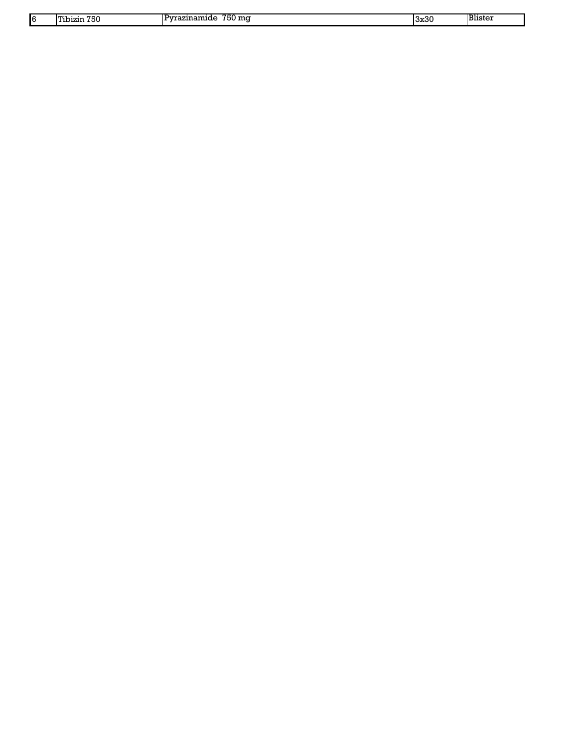| | | | | |
|---|---|---|---|---|
| 6 | Tibizin 750 | Pyrazinamide 750 mg | 3x30 | Blister |